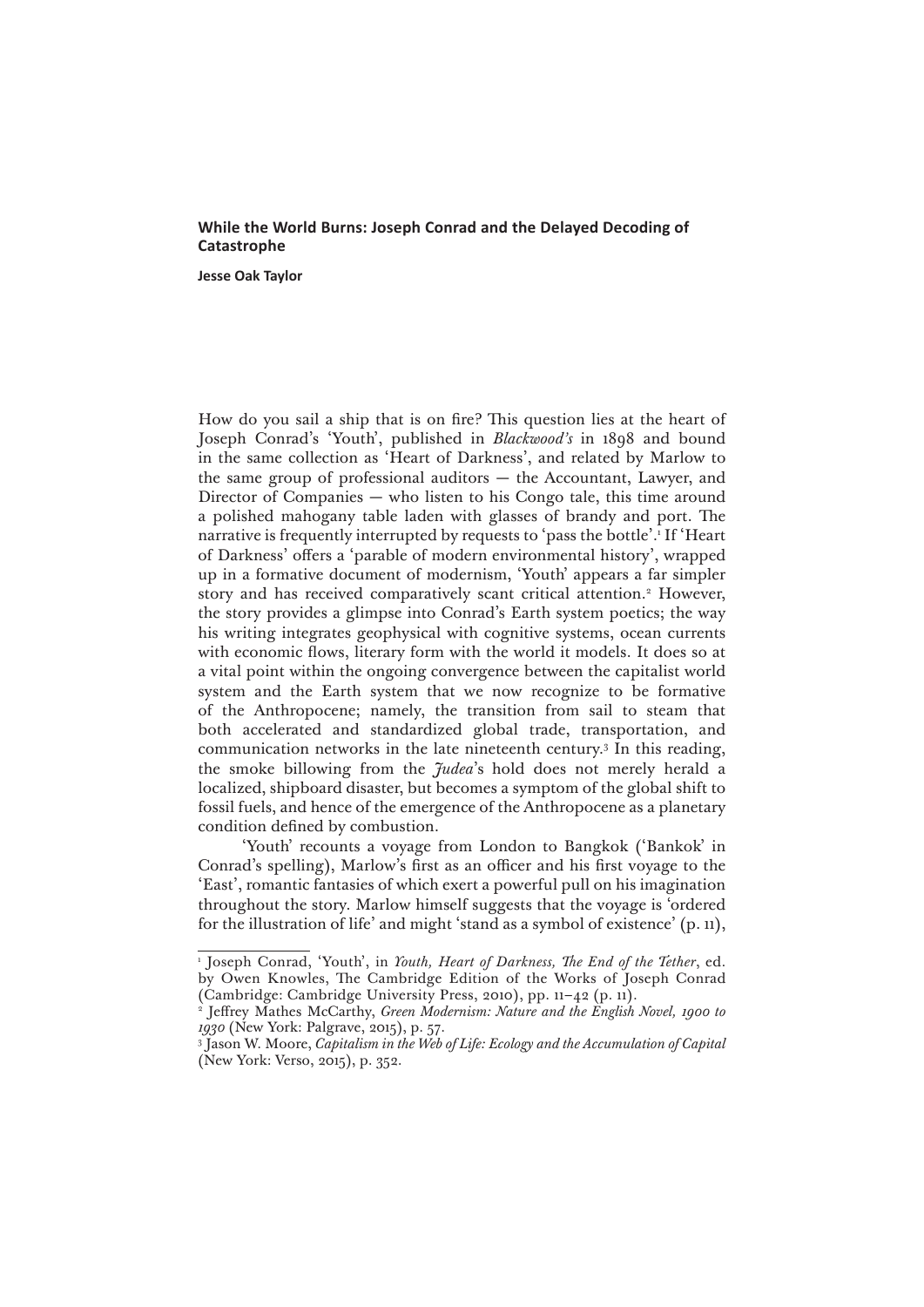**While the World Burns: Joseph Conrad and the Delayed Decoding of Catastrophe**

**Jesse Oak Taylor**

How do you sail a ship that is on fire? This question lies at the heart of Joseph Conrad's 'Youth', published in *Blackwood's* in 1898 and bound in the same collection as 'Heart of Darkness', and related by Marlow to the same group of professional auditors — the Accountant, Lawyer, and Director of Companies — who listen to his Congo tale, this time around a polished mahogany table laden with glasses of brandy and port. The narrative is frequently interrupted by requests to 'pass the bottle'.[1] If 'Heart of Darkness' offers a 'parable of modern environmental history', wrapped up in a formative document of modernism, 'Youth' appears a far simpler story and has received comparatively scant critical attention.[2] However, the story provides a glimpse into Conrad's Earth system poetics; the way his writing integrates geophysical with cognitive systems, ocean currents with economic flows, literary form with the world it models. It does so at a vital point within the ongoing convergence between the capitalist world system and the Earth system that we now recognize to be formative of the Anthropocene; namely, the transition from sail to steam that both accelerated and standardized global trade, transportation, and communication networks in the late nineteenth century.[3] In this reading, the smoke billowing from the *Judea*'s hold does not merely herald a localized, shipboard disaster, but becomes a symptom of the global shift to fossil fuels, and hence of the emergence of the Anthropocene as a planetary condition defined by combustion.

'Youth' recounts a voyage from London to Bangkok ('Bankok' in Conrad's spelling), Marlow's first as an officer and his first voyage to the 'East', romantic fantasies of which exert a powerful pull on his imagination throughout the story. Marlow himself suggests that the voyage is 'ordered for the illustration of life' and might 'stand as a symbol of existence' (p. 11),

[1] Joseph Conrad, 'Youth', in *Youth, Heart of Darkness, The End of the Tether*, ed. by Owen Knowles, The Cambridge Edition of the Works of Joseph Conrad (Cambridge: Cambridge University Press, 2010), pp. 11–42 (p. 11).

[2] Jeffrey Mathes McCarthy, *Green Modernism: Nature and the English Novel, 1900 to 1930* (New York: Palgrave, 2015), p. 57.

[3] Jason W. Moore, *Capitalism in the Web of Life: Ecology and the Accumulation of Capital* (New York: Verso, 2015), p. 352.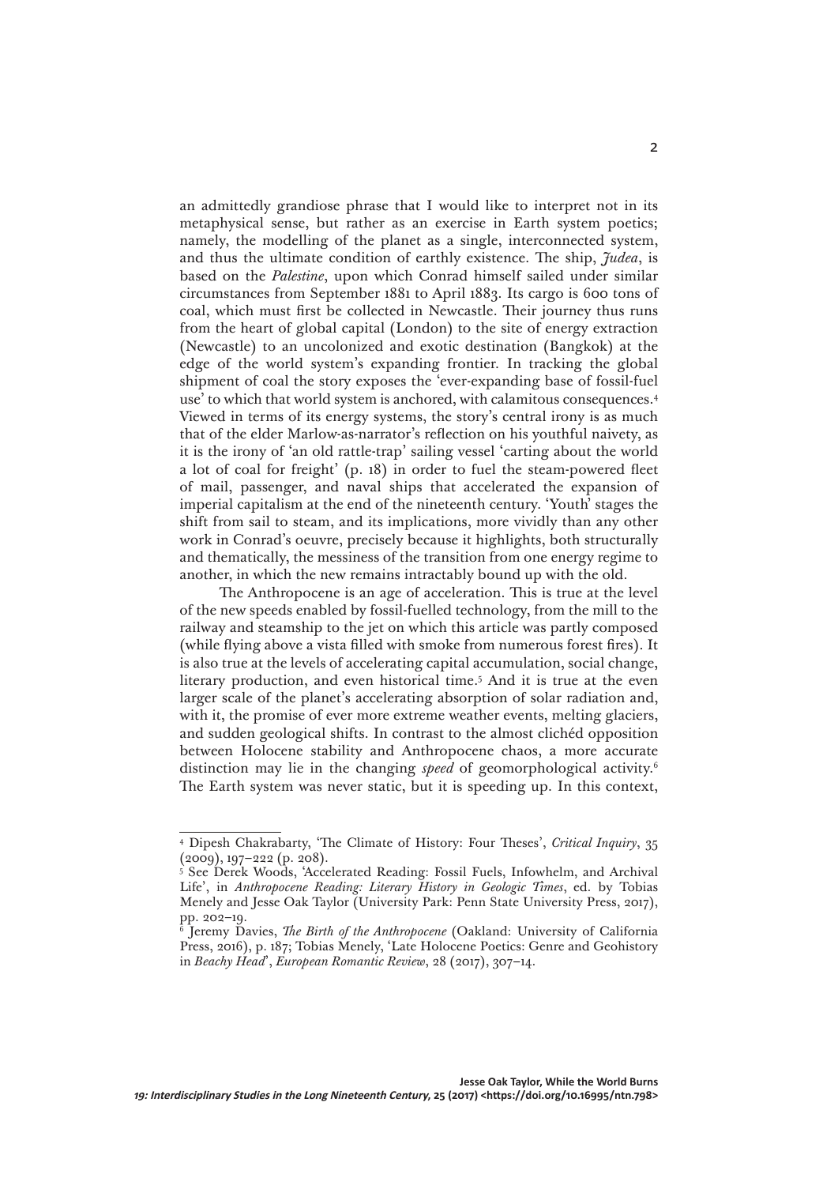an admittedly grandiose phrase that I would like to interpret not in its metaphysical sense, but rather as an exercise in Earth system poetics; namely, the modelling of the planet as a single, interconnected system, and thus the ultimate condition of earthly existence. The ship, *Judea*, is based on the *Palestine*, upon which Conrad himself sailed under similar circumstances from September 1881 to April 1883. Its cargo is 600 tons of coal, which must first be collected in Newcastle. Their journey thus runs from the heart of global capital (London) to the site of energy extraction (Newcastle) to an uncolonized and exotic destination (Bangkok) at the edge of the world system's expanding frontier. In tracking the global shipment of coal the story exposes the 'ever-expanding base of fossil-fuel use' to which that world system is anchored, with calamitous consequences.[4] Viewed in terms of its energy systems, the story's central irony is as much that of the elder Marlow-as-narrator's reflection on his youthful naivety, as it is the irony of 'an old rattle-trap' sailing vessel 'carting about the world a lot of coal for freight' (p. 18) in order to fuel the steam-powered fleet of mail, passenger, and naval ships that accelerated the expansion of imperial capitalism at the end of the nineteenth century. 'Youth' stages the shift from sail to steam, and its implications, more vividly than any other work in Conrad's oeuvre, precisely because it highlights, both structurally and thematically, the messiness of the transition from one energy regime to another, in which the new remains intractably bound up with the old.

The Anthropocene is an age of acceleration. This is true at the level of the new speeds enabled by fossil-fuelled technology, from the mill to the railway and steamship to the jet on which this article was partly composed (while flying above a vista filled with smoke from numerous forest fires). It is also true at the levels of accelerating capital accumulation, social change, literary production, and even historical time.[5] And it is true at the even larger scale of the planet's accelerating absorption of solar radiation and, with it, the promise of ever more extreme weather events, melting glaciers, and sudden geological shifts. In contrast to the almost clichéd opposition between Holocene stability and Anthropocene chaos, a more accurate distinction may lie in the changing *speed* of geomorphological activity.[6] The Earth system was never static, but it is speeding up. In this context,

---

[4] Dipesh Chakrabarty, 'The Climate of History: Four Theses', *Critical Inquiry*, 35 (2009), 197–222 (p. 208).

[5] See Derek Woods, 'Accelerated Reading: Fossil Fuels, Infowhelm, and Archival Life', in *Anthropocene Reading: Literary History in Geologic Times*, ed. by Tobias Menely and Jesse Oak Taylor (University Park: Penn State University Press, 2017), pp. 202–19.

[6] Jeremy Davies, *The Birth of the Anthropocene* (Oakland: University of California Press, 2016), p. 187; Tobias Menely, 'Late Holocene Poetics: Genre and Geohistory in *Beachy Head*', *European Romantic Review*, 28 (2017), 307–14.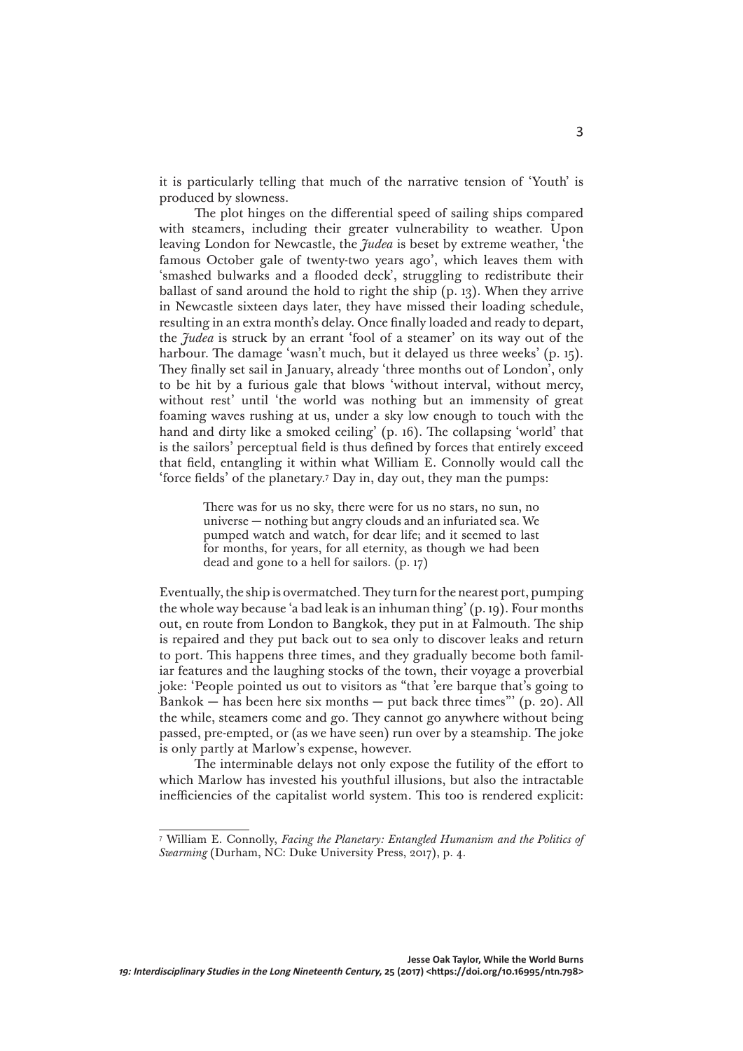it is particularly telling that much of the narrative tension of 'Youth' is produced by slowness.

The plot hinges on the differential speed of sailing ships compared with steamers, including their greater vulnerability to weather. Upon leaving London for Newcastle, the *Judea* is beset by extreme weather, 'the famous October gale of twenty-two years ago', which leaves them with 'smashed bulwarks and a flooded deck', struggling to redistribute their ballast of sand around the hold to right the ship (p. 13). When they arrive in Newcastle sixteen days later, they have missed their loading schedule, resulting in an extra month's delay. Once finally loaded and ready to depart, the *Judea* is struck by an errant 'fool of a steamer' on its way out of the harbour. The damage 'wasn't much, but it delayed us three weeks' (p. 15). They finally set sail in January, already 'three months out of London', only to be hit by a furious gale that blows 'without interval, without mercy, without rest' until 'the world was nothing but an immensity of great foaming waves rushing at us, under a sky low enough to touch with the hand and dirty like a smoked ceiling' (p. 16). The collapsing 'world' that is the sailors' perceptual field is thus defined by forces that entirely exceed that field, entangling it within what William E. Connolly would call the 'force fields' of the planetary.[7] Day in, day out, they man the pumps:

> There was for us no sky, there were for us no stars, no sun, no universe — nothing but angry clouds and an infuriated sea. We pumped watch and watch, for dear life; and it seemed to last for months, for years, for all eternity, as though we had been dead and gone to a hell for sailors. (p. 17)

Eventually, the ship is overmatched. They turn for the nearest port, pumping the whole way because 'a bad leak is an inhuman thing' (p. 19). Four months out, en route from London to Bangkok, they put in at Falmouth. The ship is repaired and they put back out to sea only to discover leaks and return to port. This happens three times, and they gradually become both familiar features and the laughing stocks of the town, their voyage a proverbial joke: 'People pointed us out to visitors as "that 'ere barque that's going to Bankok — has been here six months — put back three times"' (p. 20). All the while, steamers come and go. They cannot go anywhere without being passed, pre-empted, or (as we have seen) run over by a steamship. The joke is only partly at Marlow's expense, however.

The interminable delays not only expose the futility of the effort to which Marlow has invested his youthful illusions, but also the intractable inefficiencies of the capitalist world system. This too is rendered explicit:

---

[7] William E. Connolly, *Facing the Planetary: Entangled Humanism and the Politics of Swarming* (Durham, NC: Duke University Press, 2017), p. 4.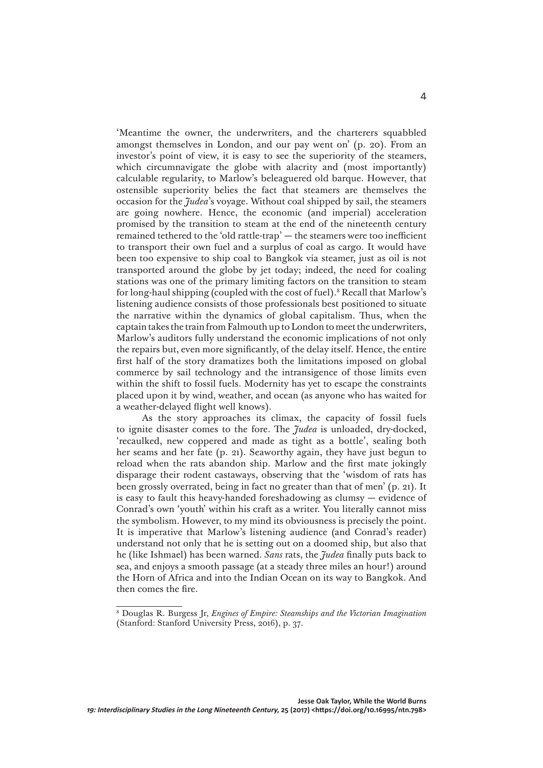'Meantime the owner, the underwriters, and the charterers squabbled amongst themselves in London, and our pay went on' (p. 20). From an investor's point of view, it is easy to see the superiority of the steamers, which circumnavigate the globe with alacrity and (most importantly) calculable regularity, to Marlow's beleaguered old barque. However, that ostensible superiority belies the fact that steamers are themselves the occasion for the *Judea*'s voyage. Without coal shipped by sail, the steamers are going nowhere. Hence, the economic (and imperial) acceleration promised by the transition to steam at the end of the nineteenth century remained tethered to the 'old rattle-trap' — the steamers were too inefficient to transport their own fuel and a surplus of coal as cargo. It would have been too expensive to ship coal to Bangkok via steamer, just as oil is not transported around the globe by jet today; indeed, the need for coaling stations was one of the primary limiting factors on the transition to steam for long-haul shipping (coupled with the cost of fuel).[8] Recall that Marlow's listening audience consists of those professionals best positioned to situate the narrative within the dynamics of global capitalism. Thus, when the captain takes the train from Falmouth up to London to meet the underwriters, Marlow's auditors fully understand the economic implications of not only the repairs but, even more significantly, of the delay itself. Hence, the entire first half of the story dramatizes both the limitations imposed on global commerce by sail technology and the intransigence of those limits even within the shift to fossil fuels. Modernity has yet to escape the constraints placed upon it by wind, weather, and ocean (as anyone who has waited for a weather-delayed flight well knows).

As the story approaches its climax, the capacity of fossil fuels to ignite disaster comes to the fore. The *Judea* is unloaded, dry-docked, 'recaulked, new coppered and made as tight as a bottle', sealing both her seams and her fate (p. 21). Seaworthy again, they have just begun to reload when the rats abandon ship. Marlow and the first mate jokingly disparage their rodent castaways, observing that the 'wisdom of rats has been grossly overrated, being in fact no greater than that of men' (p. 21). It is easy to fault this heavy-handed foreshadowing as clumsy — evidence of Conrad's own 'youth' within his craft as a writer. You literally cannot miss the symbolism. However, to my mind its obviousness is precisely the point. It is imperative that Marlow's listening audience (and Conrad's reader) understand not only that he is setting out on a doomed ship, but also that he (like Ishmael) has been warned. *Sans* rats, the *Judea* finally puts back to sea, and enjoys a smooth passage (at a steady three miles an hour!) around the Horn of Africa and into the Indian Ocean on its way to Bangkok. And then comes the fire.

---

[8] Douglas R. Burgess Jr, *Engines of Empire: Steamships and the Victorian Imagination* (Stanford: Stanford University Press, 2016), p. 37.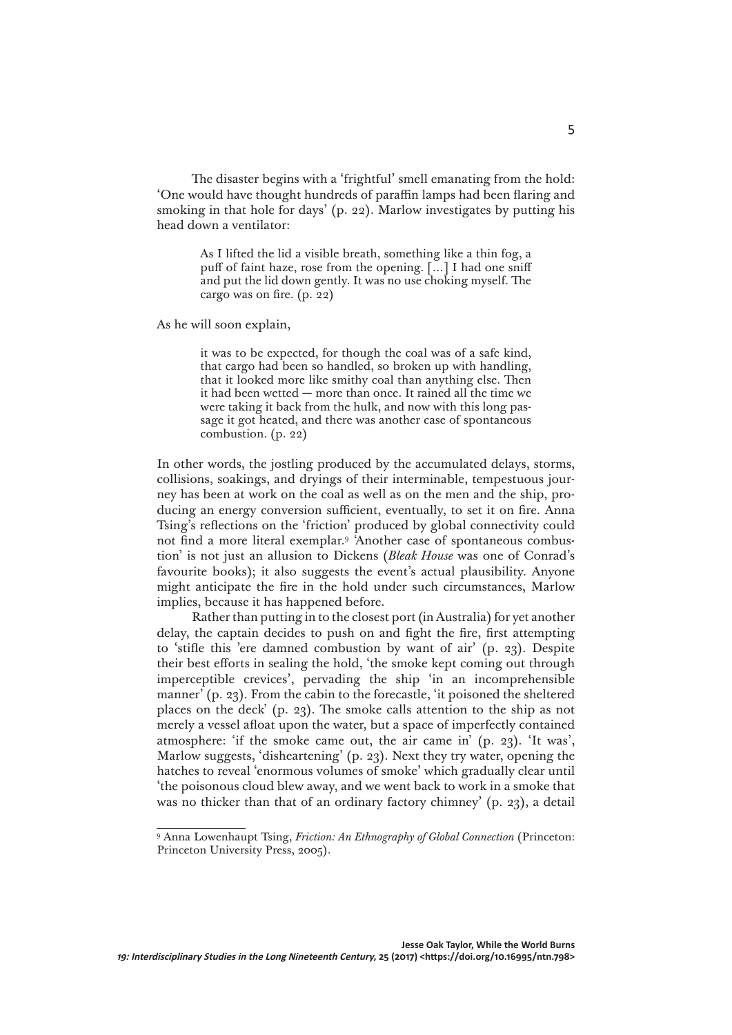The disaster begins with a 'frightful' smell emanating from the hold: 'One would have thought hundreds of paraffin lamps had been flaring and smoking in that hole for days' (p. 22). Marlow investigates by putting his head down a ventilator:

> As I lifted the lid a visible breath, something like a thin fog, a puff of faint haze, rose from the opening. [...] I had one sniff and put the lid down gently. It was no use choking myself. The cargo was on fire. (p. 22)

As he will soon explain,

> it was to be expected, for though the coal was of a safe kind, that cargo had been so handled, so broken up with handling, that it looked more like smithy coal than anything else. Then it had been wetted — more than once. It rained all the time we were taking it back from the hulk, and now with this long passage it got heated, and there was another case of spontaneous combustion. (p. 22)

In other words, the jostling produced by the accumulated delays, storms, collisions, soakings, and dryings of their interminable, tempestuous journey has been at work on the coal as well as on the men and the ship, producing an energy conversion sufficient, eventually, to set it on fire. Anna Tsing's reflections on the 'friction' produced by global connectivity could not find a more literal exemplar.[9] 'Another case of spontaneous combustion' is not just an allusion to Dickens (*Bleak House* was one of Conrad's favourite books); it also suggests the event's actual plausibility. Anyone might anticipate the fire in the hold under such circumstances, Marlow implies, because it has happened before.

Rather than putting in to the closest port (in Australia) for yet another delay, the captain decides to push on and fight the fire, first attempting to 'stifle this 'ere damned combustion by want of air' (p. 23). Despite their best efforts in sealing the hold, 'the smoke kept coming out through imperceptible crevices', pervading the ship 'in an incomprehensible manner' (p. 23). From the cabin to the forecastle, 'it poisoned the sheltered places on the deck' (p. 23). The smoke calls attention to the ship as not merely a vessel afloat upon the water, but a space of imperfectly contained atmosphere: 'if the smoke came out, the air came in' (p. 23). 'It was', Marlow suggests, 'disheartening' (p. 23). Next they try water, opening the hatches to reveal 'enormous volumes of smoke' which gradually clear until 'the poisonous cloud blew away, and we went back to work in a smoke that was no thicker than that of an ordinary factory chimney' (p. 23), a detail

---

[9] Anna Lowenhaupt Tsing, *Friction: An Ethnography of Global Connection* (Princeton: Princeton University Press, 2005).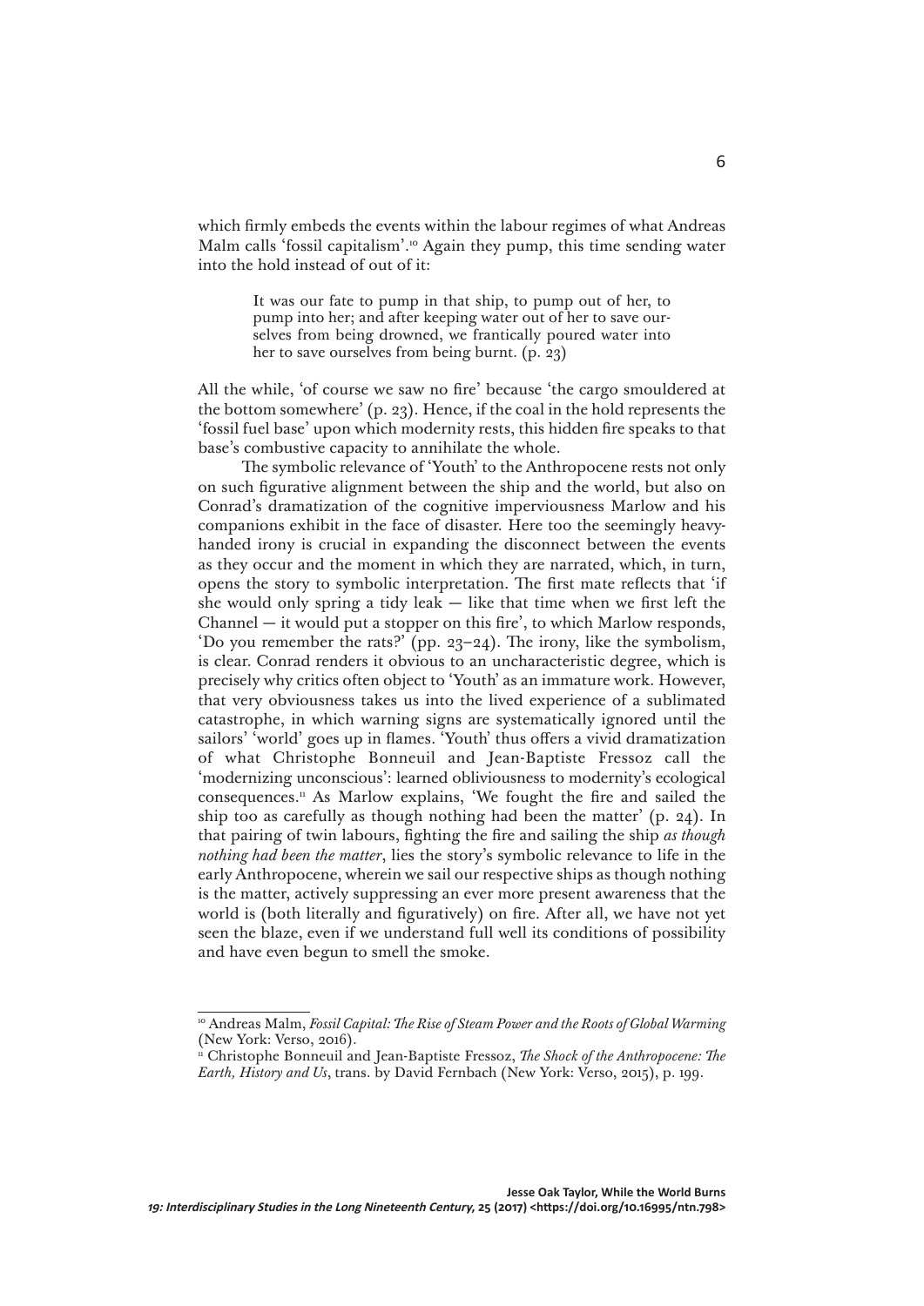which firmly embeds the events within the labour regimes of what Andreas Malm calls 'fossil capitalism'.[10] Again they pump, this time sending water into the hold instead of out of it:

> It was our fate to pump in that ship, to pump out of her, to pump into her; and after keeping water out of her to save ourselves from being drowned, we frantically poured water into her to save ourselves from being burnt. (p. 23)

All the while, 'of course we saw no fire' because 'the cargo smouldered at the bottom somewhere' (p. 23). Hence, if the coal in the hold represents the 'fossil fuel base' upon which modernity rests, this hidden fire speaks to that base's combustive capacity to annihilate the whole.

The symbolic relevance of 'Youth' to the Anthropocene rests not only on such figurative alignment between the ship and the world, but also on Conrad's dramatization of the cognitive imperviousness Marlow and his companions exhibit in the face of disaster. Here too the seemingly heavy-handed irony is crucial in expanding the disconnect between the events as they occur and the moment in which they are narrated, which, in turn, opens the story to symbolic interpretation. The first mate reflects that 'if she would only spring a tidy leak — like that time when we first left the Channel — it would put a stopper on this fire', to which Marlow responds, 'Do you remember the rats?' (pp. 23–24). The irony, like the symbolism, is clear. Conrad renders it obvious to an uncharacteristic degree, which is precisely why critics often object to 'Youth' as an immature work. However, that very obviousness takes us into the lived experience of a sublimated catastrophe, in which warning signs are systematically ignored until the sailors' 'world' goes up in flames. 'Youth' thus offers a vivid dramatization of what Christophe Bonneuil and Jean-Baptiste Fressoz call the 'modernizing unconscious': learned obliviousness to modernity's ecological consequences.[11] As Marlow explains, 'We fought the fire and sailed the ship too as carefully as though nothing had been the matter' (p. 24). In that pairing of twin labours, fighting the fire and sailing the ship *as though nothing had been the matter*, lies the story's symbolic relevance to life in the early Anthropocene, wherein we sail our respective ships as though nothing is the matter, actively suppressing an ever more present awareness that the world is (both literally and figuratively) on fire. After all, we have not yet seen the blaze, even if we understand full well its conditions of possibility and have even begun to smell the smoke.

---

[10] Andreas Malm, *Fossil Capital: The Rise of Steam Power and the Roots of Global Warming* (New York: Verso, 2016).

[11] Christophe Bonneuil and Jean-Baptiste Fressoz, *The Shock of the Anthropocene: The Earth, History and Us*, trans. by David Fernbach (New York: Verso, 2015), p. 199.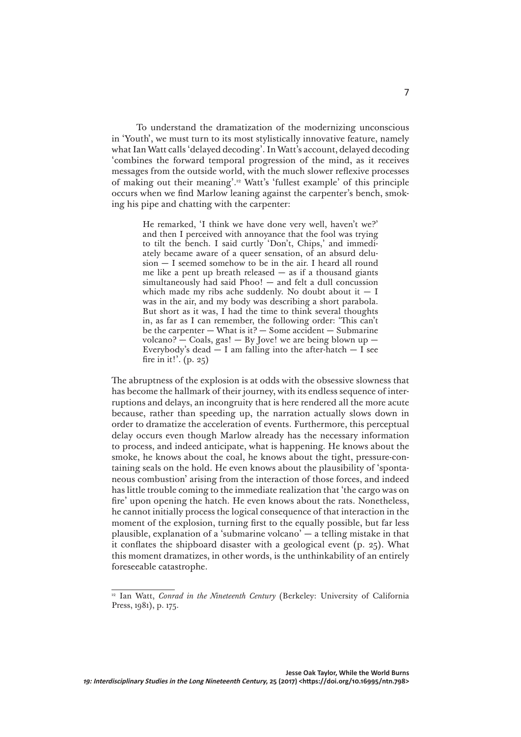To understand the dramatization of the modernizing unconscious in 'Youth', we must turn to its most stylistically innovative feature, namely what Ian Watt calls 'delayed decoding'. In Watt's account, delayed decoding 'combines the forward temporal progression of the mind, as it receives messages from the outside world, with the much slower reflexive processes of making out their meaning'.[12] Watt's 'fullest example' of this principle occurs when we find Marlow leaning against the carpenter's bench, smoking his pipe and chatting with the carpenter:

> He remarked, 'I think we have done very well, haven't we?' and then I perceived with annoyance that the fool was trying to tilt the bench. I said curtly 'Don't, Chips,' and immediately became aware of a queer sensation, of an absurd delusion — I seemed somehow to be in the air. I heard all round me like a pent up breath released — as if a thousand giants simultaneously had said Phoo! — and felt a dull concussion which made my ribs ache suddenly. No doubt about it — I was in the air, and my body was describing a short parabola. But short as it was, I had the time to think several thoughts in, as far as I can remember, the following order: 'This can't be the carpenter — What is it? — Some accident — Submarine volcano? — Coals, gas! — By Jove! we are being blown up — Everybody's dead — I am falling into the after-hatch — I see fire in it!'. (p. 25)

The abruptness of the explosion is at odds with the obsessive slowness that has become the hallmark of their journey, with its endless sequence of interruptions and delays, an incongruity that is here rendered all the more acute because, rather than speeding up, the narration actually slows down in order to dramatize the acceleration of events. Furthermore, this perceptual delay occurs even though Marlow already has the necessary information to process, and indeed anticipate, what is happening. He knows about the smoke, he knows about the coal, he knows about the tight, pressure-containing seals on the hold. He even knows about the plausibility of 'spontaneous combustion' arising from the interaction of those forces, and indeed has little trouble coming to the immediate realization that 'the cargo was on fire' upon opening the hatch. He even knows about the rats. Nonetheless, he cannot initially process the logical consequence of that interaction in the moment of the explosion, turning first to the equally possible, but far less plausible, explanation of a 'submarine volcano' — a telling mistake in that it conflates the shipboard disaster with a geological event (p. 25). What this moment dramatizes, in other words, is the unthinkability of an entirely foreseeable catastrophe.

---

[12] Ian Watt, *Conrad in the Nineteenth Century* (Berkeley: University of California Press, 1981), p. 175.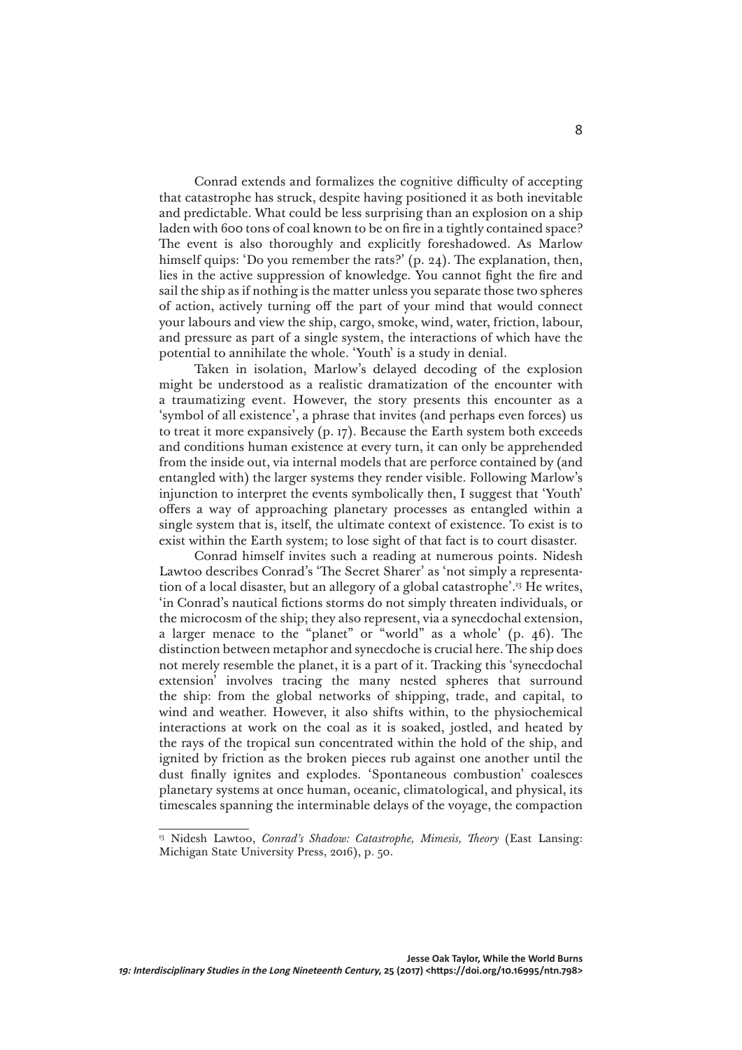Conrad extends and formalizes the cognitive difficulty of accepting that catastrophe has struck, despite having positioned it as both inevitable and predictable. What could be less surprising than an explosion on a ship laden with 600 tons of coal known to be on fire in a tightly contained space? The event is also thoroughly and explicitly foreshadowed. As Marlow himself quips: 'Do you remember the rats?' (p. 24). The explanation, then, lies in the active suppression of knowledge. You cannot fight the fire and sail the ship as if nothing is the matter unless you separate those two spheres of action, actively turning off the part of your mind that would connect your labours and view the ship, cargo, smoke, wind, water, friction, labour, and pressure as part of a single system, the interactions of which have the potential to annihilate the whole. 'Youth' is a study in denial.

Taken in isolation, Marlow's delayed decoding of the explosion might be understood as a realistic dramatization of the encounter with a traumatizing event. However, the story presents this encounter as a 'symbol of all existence', a phrase that invites (and perhaps even forces) us to treat it more expansively (p. 17). Because the Earth system both exceeds and conditions human existence at every turn, it can only be apprehended from the inside out, via internal models that are perforce contained by (and entangled with) the larger systems they render visible. Following Marlow's injunction to interpret the events symbolically then, I suggest that 'Youth' offers a way of approaching planetary processes as entangled within a single system that is, itself, the ultimate context of existence. To exist is to exist within the Earth system; to lose sight of that fact is to court disaster.

Conrad himself invites such a reading at numerous points. Nidesh Lawtoo describes Conrad's 'The Secret Sharer' as 'not simply a representation of a local disaster, but an allegory of a global catastrophe'.[13] He writes, 'in Conrad's nautical fictions storms do not simply threaten individuals, or the microcosm of the ship; they also represent, via a synecdochal extension, a larger menace to the "planet" or "world" as a whole' (p. 46). The distinction between metaphor and synecdoche is crucial here. The ship does not merely resemble the planet, it is a part of it. Tracking this 'synecdochal extension' involves tracing the many nested spheres that surround the ship: from the global networks of shipping, trade, and capital, to wind and weather. However, it also shifts within, to the physiochemical interactions at work on the coal as it is soaked, jostled, and heated by the rays of the tropical sun concentrated within the hold of the ship, and ignited by friction as the broken pieces rub against one another until the dust finally ignites and explodes. 'Spontaneous combustion' coalesces planetary systems at once human, oceanic, climatological, and physical, its timescales spanning the interminable delays of the voyage, the compaction

[13] Nidesh Lawtoo, *Conrad's Shadow: Catastrophe, Mimesis, Theory* (East Lansing: Michigan State University Press, 2016), p. 50.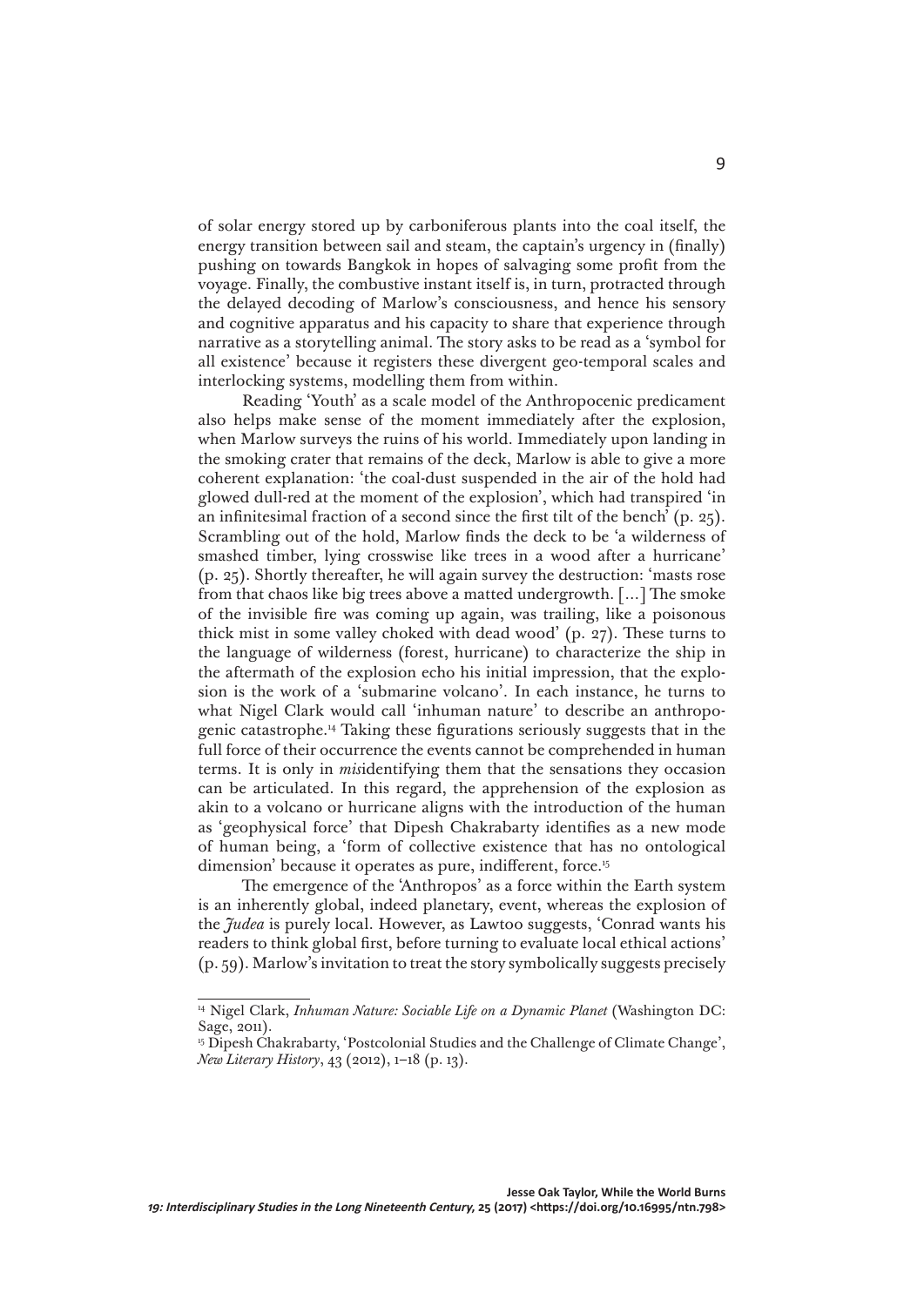of solar energy stored up by carboniferous plants into the coal itself, the energy transition between sail and steam, the captain's urgency in (finally) pushing on towards Bangkok in hopes of salvaging some profit from the voyage. Finally, the combustive instant itself is, in turn, protracted through the delayed decoding of Marlow's consciousness, and hence his sensory and cognitive apparatus and his capacity to share that experience through narrative as a storytelling animal. The story asks to be read as a 'symbol for all existence' because it registers these divergent geo-temporal scales and interlocking systems, modelling them from within.

Reading 'Youth' as a scale model of the Anthropocenic predicament also helps make sense of the moment immediately after the explosion, when Marlow surveys the ruins of his world. Immediately upon landing in the smoking crater that remains of the deck, Marlow is able to give a more coherent explanation: 'the coal-dust suspended in the air of the hold had glowed dull-red at the moment of the explosion', which had transpired 'in an infinitesimal fraction of a second since the first tilt of the bench' (p. 25). Scrambling out of the hold, Marlow finds the deck to be 'a wilderness of smashed timber, lying crosswise like trees in a wood after a hurricane' (p. 25). Shortly thereafter, he will again survey the destruction: 'masts rose from that chaos like big trees above a matted undergrowth. [...] The smoke of the invisible fire was coming up again, was trailing, like a poisonous thick mist in some valley choked with dead wood' (p. 27). These turns to the language of wilderness (forest, hurricane) to characterize the ship in the aftermath of the explosion echo his initial impression, that the explosion is the work of a 'submarine volcano'. In each instance, he turns to what Nigel Clark would call 'inhuman nature' to describe an anthropogenic catastrophe.[14] Taking these figurations seriously suggests that in the full force of their occurrence the events cannot be comprehended in human terms. It is only in *mis*identifying them that the sensations they occasion can be articulated. In this regard, the apprehension of the explosion as akin to a volcano or hurricane aligns with the introduction of the human as 'geophysical force' that Dipesh Chakrabarty identifies as a new mode of human being, a 'form of collective existence that has no ontological dimension' because it operates as pure, indifferent, force.[15]

The emergence of the 'Anthropos' as a force within the Earth system is an inherently global, indeed planetary, event, whereas the explosion of the *Judea* is purely local. However, as Lawtoo suggests, 'Conrad wants his readers to think global first, before turning to evaluate local ethical actions' (p. 59). Marlow's invitation to treat the story symbolically suggests precisely

---

[14] Nigel Clark, *Inhuman Nature: Sociable Life on a Dynamic Planet* (Washington DC: Sage, 2011).

[15] Dipesh Chakrabarty, 'Postcolonial Studies and the Challenge of Climate Change', *New Literary History*, 43 (2012), 1–18 (p. 13).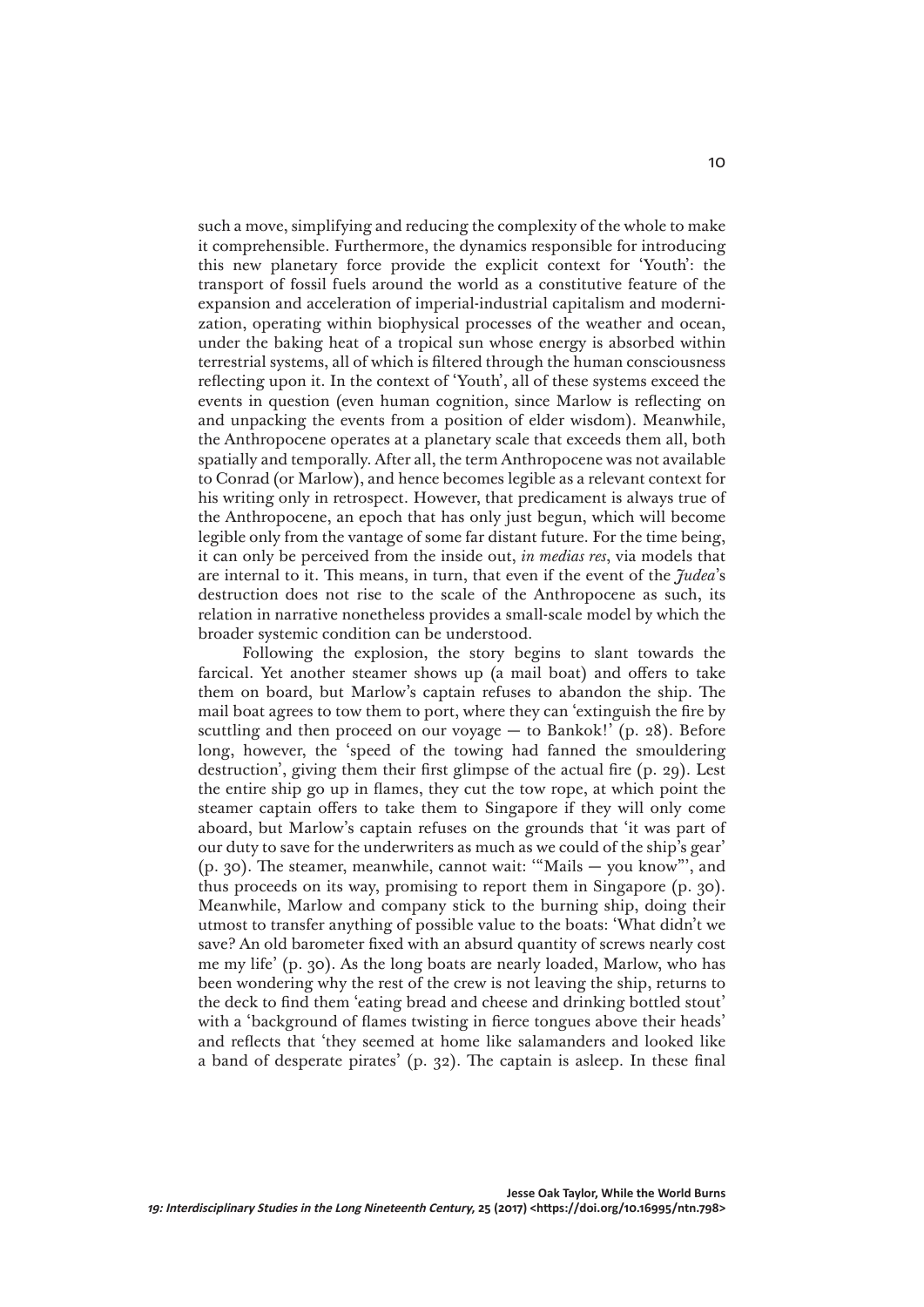such a move, simplifying and reducing the complexity of the whole to make it comprehensible. Furthermore, the dynamics responsible for introducing this new planetary force provide the explicit context for 'Youth': the transport of fossil fuels around the world as a constitutive feature of the expansion and acceleration of imperial-industrial capitalism and modernization, operating within biophysical processes of the weather and ocean, under the baking heat of a tropical sun whose energy is absorbed within terrestrial systems, all of which is filtered through the human consciousness reflecting upon it. In the context of 'Youth', all of these systems exceed the events in question (even human cognition, since Marlow is reflecting on and unpacking the events from a position of elder wisdom). Meanwhile, the Anthropocene operates at a planetary scale that exceeds them all, both spatially and temporally. After all, the term Anthropocene was not available to Conrad (or Marlow), and hence becomes legible as a relevant context for his writing only in retrospect. However, that predicament is always true of the Anthropocene, an epoch that has only just begun, which will become legible only from the vantage of some far distant future. For the time being, it can only be perceived from the inside out, *in medias res*, via models that are internal to it. This means, in turn, that even if the event of the *Judea*'s destruction does not rise to the scale of the Anthropocene as such, its relation in narrative nonetheless provides a small-scale model by which the broader systemic condition can be understood.

Following the explosion, the story begins to slant towards the farcical. Yet another steamer shows up (a mail boat) and offers to take them on board, but Marlow's captain refuses to abandon the ship. The mail boat agrees to tow them to port, where they can 'extinguish the fire by scuttling and then proceed on our voyage — to Bankok!' (p. 28). Before long, however, the 'speed of the towing had fanned the smouldering destruction', giving them their first glimpse of the actual fire (p. 29). Lest the entire ship go up in flames, they cut the tow rope, at which point the steamer captain offers to take them to Singapore if they will only come aboard, but Marlow's captain refuses on the grounds that 'it was part of our duty to save for the underwriters as much as we could of the ship's gear' (p. 30). The steamer, meanwhile, cannot wait: '"Mails — you know"', and thus proceeds on its way, promising to report them in Singapore (p. 30). Meanwhile, Marlow and company stick to the burning ship, doing their utmost to transfer anything of possible value to the boats: 'What didn't we save? An old barometer fixed with an absurd quantity of screws nearly cost me my life' (p. 30). As the long boats are nearly loaded, Marlow, who has been wondering why the rest of the crew is not leaving the ship, returns to the deck to find them 'eating bread and cheese and drinking bottled stout' with a 'background of flames twisting in fierce tongues above their heads' and reflects that 'they seemed at home like salamanders and looked like a band of desperate pirates' (p. 32). The captain is asleep. In these final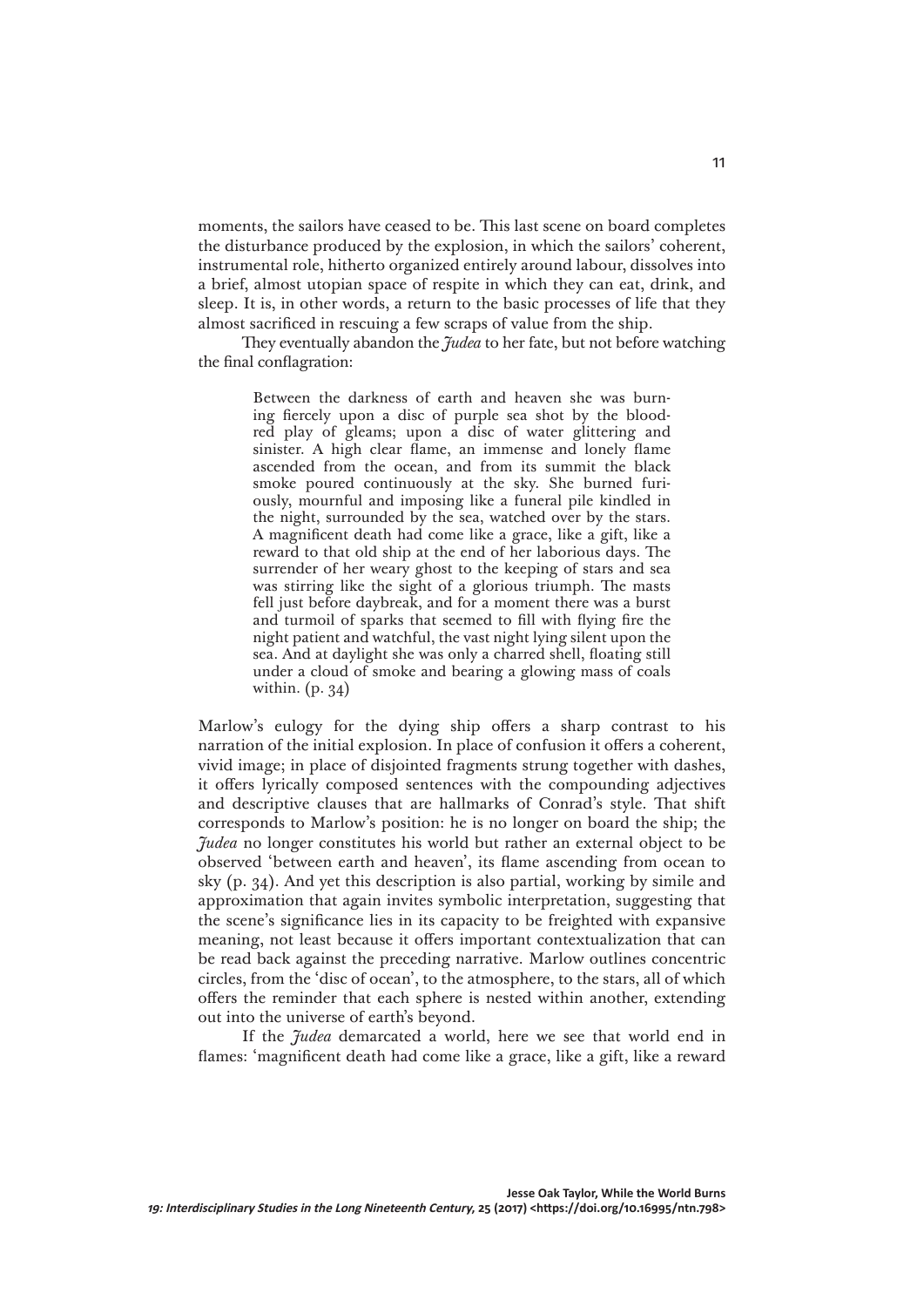moments, the sailors have ceased to be. This last scene on board completes the disturbance produced by the explosion, in which the sailors' coherent, instrumental role, hitherto organized entirely around labour, dissolves into a brief, almost utopian space of respite in which they can eat, drink, and sleep. It is, in other words, a return to the basic processes of life that they almost sacrificed in rescuing a few scraps of value from the ship.

They eventually abandon the *Judea* to her fate, but not before watching the final conflagration:

> Between the darkness of earth and heaven she was burning fiercely upon a disc of purple sea shot by the blood-red play of gleams; upon a disc of water glittering and sinister. A high clear flame, an immense and lonely flame ascended from the ocean, and from its summit the black smoke poured continuously at the sky. She burned furiously, mournful and imposing like a funeral pile kindled in the night, surrounded by the sea, watched over by the stars. A magnificent death had come like a grace, like a gift, like a reward to that old ship at the end of her laborious days. The surrender of her weary ghost to the keeping of stars and sea was stirring like the sight of a glorious triumph. The masts fell just before daybreak, and for a moment there was a burst and turmoil of sparks that seemed to fill with flying fire the night patient and watchful, the vast night lying silent upon the sea. And at daylight she was only a charred shell, floating still under a cloud of smoke and bearing a glowing mass of coals within. (p. 34)

Marlow's eulogy for the dying ship offers a sharp contrast to his narration of the initial explosion. In place of confusion it offers a coherent, vivid image; in place of disjointed fragments strung together with dashes, it offers lyrically composed sentences with the compounding adjectives and descriptive clauses that are hallmarks of Conrad's style. That shift corresponds to Marlow's position: he is no longer on board the ship; the *Judea* no longer constitutes his world but rather an external object to be observed 'between earth and heaven', its flame ascending from ocean to sky (p. 34). And yet this description is also partial, working by simile and approximation that again invites symbolic interpretation, suggesting that the scene's significance lies in its capacity to be freighted with expansive meaning, not least because it offers important contextualization that can be read back against the preceding narrative. Marlow outlines concentric circles, from the 'disc of ocean', to the atmosphere, to the stars, all of which offers the reminder that each sphere is nested within another, extending out into the universe of earth's beyond.

If the *Judea* demarcated a world, here we see that world end in flames: 'magnificent death had come like a grace, like a gift, like a reward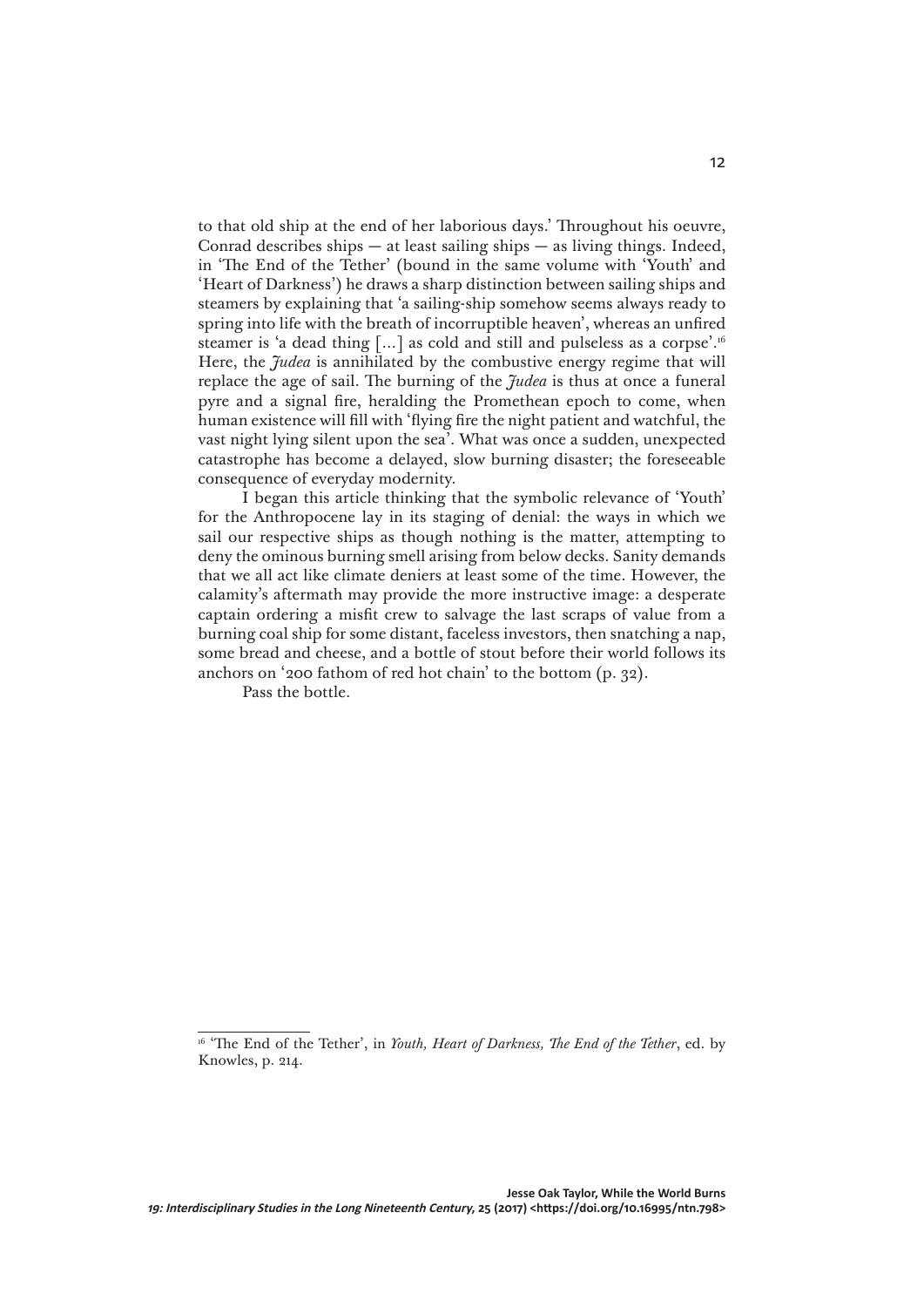to that old ship at the end of her laborious days.' Throughout his oeuvre, Conrad describes ships — at least sailing ships — as living things. Indeed, in 'The End of the Tether' (bound in the same volume with 'Youth' and 'Heart of Darkness') he draws a sharp distinction between sailing ships and steamers by explaining that 'a sailing-ship somehow seems always ready to spring into life with the breath of incorruptible heaven', whereas an unfired steamer is 'a dead thing […] as cold and still and pulseless as a corpse'.[16] Here, the *Judea* is annihilated by the combustive energy regime that will replace the age of sail. The burning of the *Judea* is thus at once a funeral pyre and a signal fire, heralding the Promethean epoch to come, when human existence will fill with 'flying fire the night patient and watchful, the vast night lying silent upon the sea'. What was once a sudden, unexpected catastrophe has become a delayed, slow burning disaster; the foreseeable consequence of everyday modernity.

I began this article thinking that the symbolic relevance of 'Youth' for the Anthropocene lay in its staging of denial: the ways in which we sail our respective ships as though nothing is the matter, attempting to deny the ominous burning smell arising from below decks. Sanity demands that we all act like climate deniers at least some of the time. However, the calamity's aftermath may provide the more instructive image: a desperate captain ordering a misfit crew to salvage the last scraps of value from a burning coal ship for some distant, faceless investors, then snatching a nap, some bread and cheese, and a bottle of stout before their world follows its anchors on '200 fathom of red hot chain' to the bottom (p. 32).

Pass the bottle.

---

[16] 'The End of the Tether', in *Youth, Heart of Darkness, The End of the Tether*, ed. by Knowles, p. 214.